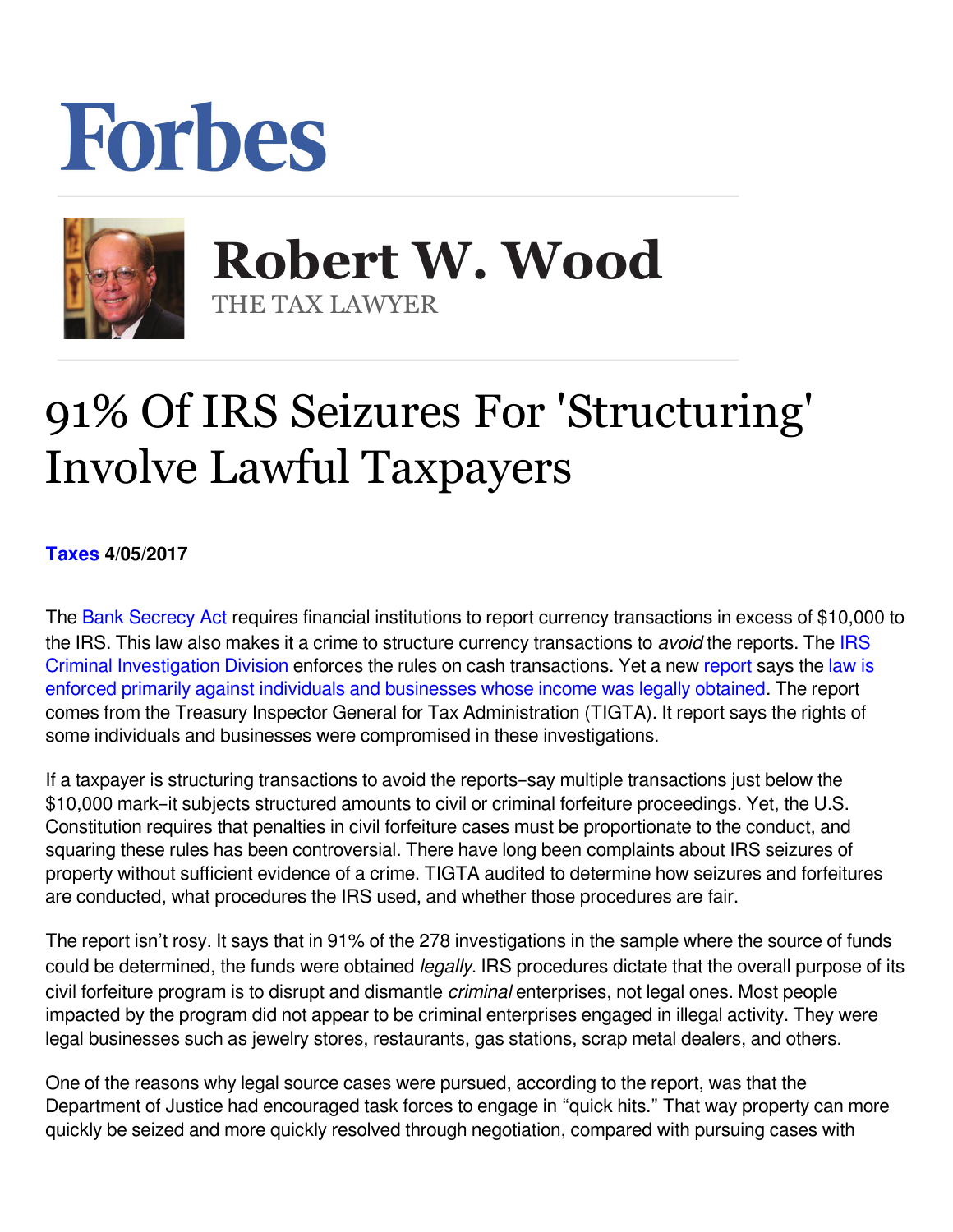# Forbes

## Robert W. Wood

THE TAX LAWYER

# 91% Of IRS Seizures For 'Structuring' Involve Lawful Taxpayers

**Taxes 4/05/2017**

The Bank Secrecy Act requires financial institutions to report currency transactions in excess of $10,000 to the IRS. This law also makes it a crime to structure currency transactions to *avoid* the reports. The IRS Criminal Investigation Division enforces the rules on cash transactions. Yet a new report says the law is enforced primarily against individuals and businesses whose income was legally obtained. The report comes from the Treasury Inspector General for Tax Administration (TIGTA). It report says the rights of some individuals and businesses were compromised in these investigations.

If a taxpayer is structuring transactions to avoid the reports–say multiple transactions just below the $10,000 mark–it subjects structured amounts to civil or criminal forfeiture proceedings. Yet, the U.S. Constitution requires that penalties in civil forfeiture cases must be proportionate to the conduct, and squaring these rules has been controversial. There have long been complaints about IRS seizures of property without sufficient evidence of a crime. TIGTA audited to determine how seizures and forfeitures are conducted, what procedures the IRS used, and whether those procedures are fair.

The report isn't rosy. It says that in 91% of the 278 investigations in the sample where the source of funds could be determined, the funds were obtained *legally*. IRS procedures dictate that the overall purpose of its civil forfeiture program is to disrupt and dismantle *criminal* enterprises, not legal ones. Most people impacted by the program did not appear to be criminal enterprises engaged in illegal activity. They were legal businesses such as jewelry stores, restaurants, gas stations, scrap metal dealers, and others.

One of the reasons why legal source cases were pursued, according to the report, was that the Department of Justice had encouraged task forces to engage in "quick hits." That way property can more quickly be seized and more quickly resolved through negotiation, compared with pursuing cases with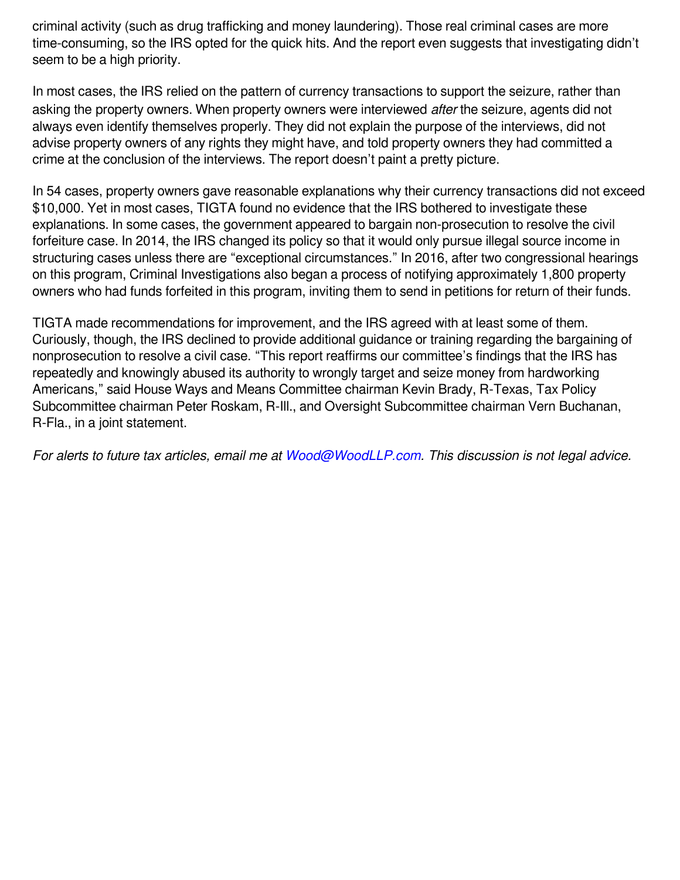criminal activity (such as drug trafficking and money laundering). Those real criminal cases are more time-consuming, so the IRS opted for the quick hits. And the report even suggests that investigating didn't seem to be a high priority.

In most cases, the IRS relied on the pattern of currency transactions to support the seizure, rather than asking the property owners. When property owners were interviewed *after* the seizure, agents did not always even identify themselves properly. They did not explain the purpose of the interviews, did not advise property owners of any rights they might have, and told property owners they had committed a crime at the conclusion of the interviews. The report doesn't paint a pretty picture.

In 54 cases, property owners gave reasonable explanations why their currency transactions did not exceed $10,000. Yet in most cases, TIGTA found no evidence that the IRS bothered to investigate these explanations. In some cases, the government appeared to bargain non-prosecution to resolve the civil forfeiture case. In 2014, the IRS changed its policy so that it would only pursue illegal source income in structuring cases unless there are "exceptional circumstances." In 2016, after two congressional hearings on this program, Criminal Investigations also began a process of notifying approximately 1,800 property owners who had funds forfeited in this program, inviting them to send in petitions for return of their funds.

TIGTA made recommendations for improvement, and the IRS agreed with at least some of them. Curiously, though, the IRS declined to provide additional guidance or training regarding the bargaining of nonprosecution to resolve a civil case. "This report reaffirms our committee's findings that the IRS has repeatedly and knowingly abused its authority to wrongly target and seize money from hardworking Americans," said House Ways and Means Committee chairman Kevin Brady, R-Texas, Tax Policy Subcommittee chairman Peter Roskam, R-Ill., and Oversight Subcommittee chairman Vern Buchanan, R-Fla., in a joint statement.

*For alerts to future tax articles, email me at Wood@WoodLLP.com. This discussion is not legal advice.*